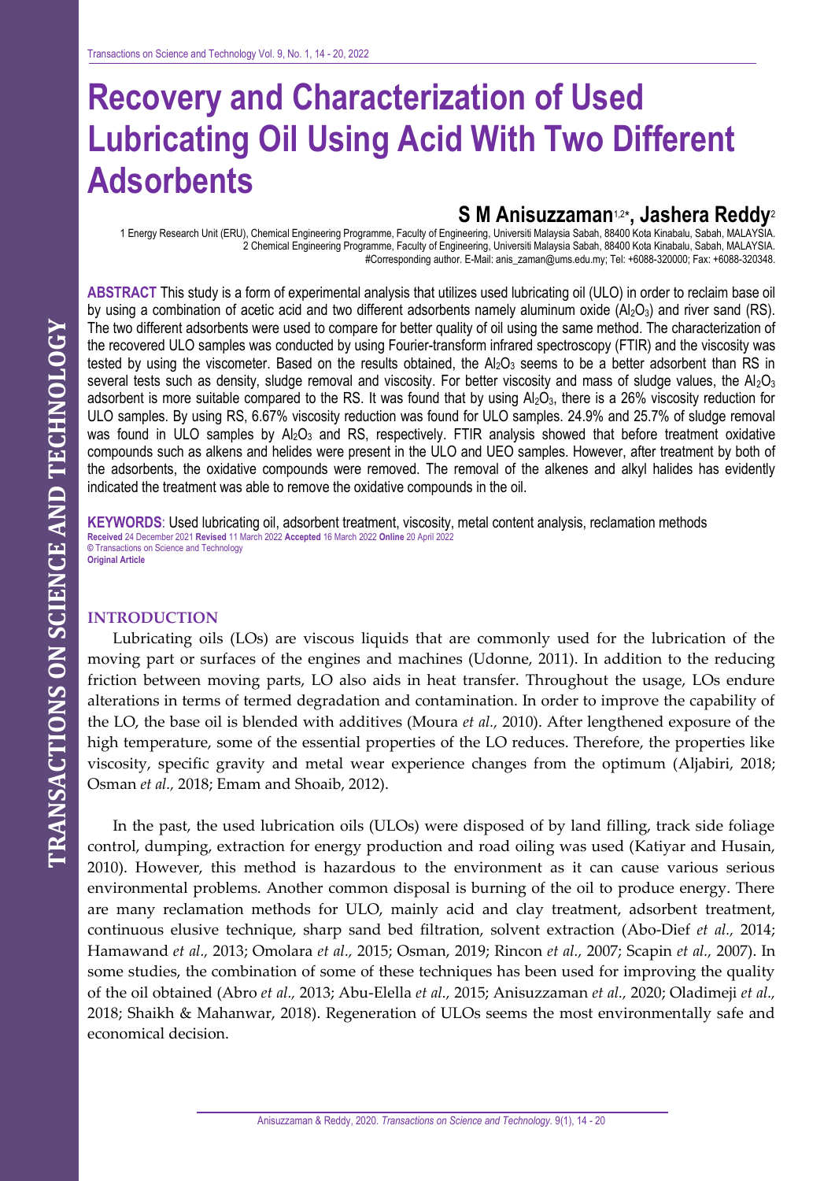# Recovery and Characterization of Used Lubricating Oil Using Acid With Two Different Adsorbents

**S M Anisuzzaman[1,2*], Jashera Reddy[2]**

1 Energy Research Unit (ERU), Chemical Engineering Programme, Faculty of Engineering, Universiti Malaysia Sabah, 88400 Kota Kinabalu, Sabah, MALAYSIA.
2 Chemical Engineering Programme, Faculty of Engineering, Universiti Malaysia Sabah, 88400 Kota Kinabalu, Sabah, MALAYSIA.
#Corresponding author. E-Mail: anis_zaman@ums.edu.my; Tel: +6088-320000; Fax: +6088-320348.

**ABSTRACT** This study is a form of experimental analysis that utilizes used lubricating oil (ULO) in order to reclaim base oil by using a combination of acetic acid and two different adsorbents namely aluminum oxide ($Al_2O_3$) and river sand (RS). The two different adsorbents were used to compare for better quality of oil using the same method. The characterization of the recovered ULO samples was conducted by using Fourier-transform infrared spectroscopy (FTIR) and the viscosity was tested by using the viscometer. Based on the results obtained, the $Al_2O_3$ seems to be a better adsorbent than RS in several tests such as density, sludge removal and viscosity. For better viscosity and mass of sludge values, the $Al_2O_3$ adsorbent is more suitable compared to the RS. It was found that by using $Al_2O_3$, there is a 26% viscosity reduction for ULO samples. By using RS, 6.67% viscosity reduction was found for ULO samples. 24.9% and 25.7% of sludge removal was found in ULO samples by $Al_2O_3$ and RS, respectively. FTIR analysis showed that before treatment oxidative compounds such as alkens and helides were present in the ULO and UEO samples. However, after treatment by both of the adsorbents, the oxidative compounds were removed. The removal of the alkenes and alkyl halides has evidently indicated the treatment was able to remove the oxidative compounds in the oil.

**KEYWORDS**: Used lubricating oil, adsorbent treatment, viscosity, metal content analysis, reclamation methods

**Received** 24 December 2021 **Revised** 11 March 2022 **Accepted** 16 March 2022 **Online** 20 April 2022
© Transactions on Science and Technology
**Original Article**

## INTRODUCTION

Lubricating oils (LOs) are viscous liquids that are commonly used for the lubrication of the moving part or surfaces of the engines and machines (Udonne, 2011). In addition to the reducing friction between moving parts, LO also aids in heat transfer. Throughout the usage, LOs endure alterations in terms of termed degradation and contamination. In order to improve the capability of the LO, the base oil is blended with additives (Moura *et al.,* 2010). After lengthened exposure of the high temperature, some of the essential properties of the LO reduces. Therefore, the properties like viscosity, specific gravity and metal wear experience changes from the optimum (Aljabiri, 2018; Osman *et al.,* 2018; Emam and Shoaib, 2012).

In the past, the used lubrication oils (ULOs) were disposed of by land filling, track side foliage control, dumping, extraction for energy production and road oiling was used (Katiyar and Husain, 2010). However, this method is hazardous to the environment as it can cause various serious environmental problems. Another common disposal is burning of the oil to produce energy. There are many reclamation methods for ULO, mainly acid and clay treatment, adsorbent treatment, continuous elusive technique, sharp sand bed filtration, solvent extraction (Abo-Dief *et al.,* 2014; Hamawand *et al.,* 2013; Omolara *et al.,* 2015; Osman, 2019; Rincon *et al.,* 2007; Scapin *et al.,* 2007). In some studies, the combination of some of these techniques has been used for improving the quality of the oil obtained (Abro *et al.,* 2013; Abu-Elella *et al.,* 2015; Anisuzzaman *et al.,* 2020; Oladimeji *et al.,* 2018; Shaikh & Mahanwar, 2018). Regeneration of ULOs seems the most environmentally safe and economical decision.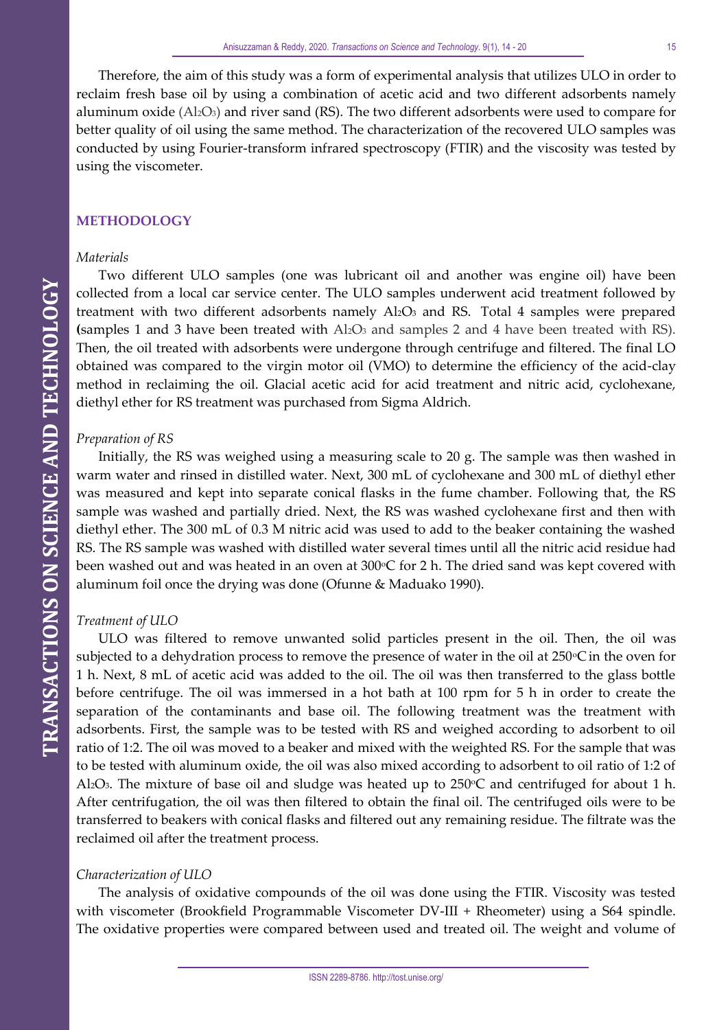Therefore, the aim of this study was a form of experimental analysis that utilizes ULO in order to reclaim fresh base oil by using a combination of acetic acid and two different adsorbents namely aluminum oxide ($Al_2O_3$) and river sand (RS). The two different adsorbents were used to compare for better quality of oil using the same method. The characterization of the recovered ULO samples was conducted by using Fourier-transform infrared spectroscopy (FTIR) and the viscosity was tested by using the viscometer.

## METHODOLOGY

### *Materials*

Two different ULO samples (one was lubricant oil and another was engine oil) have been collected from a local car service center. The ULO samples underwent acid treatment followed by treatment with two different adsorbents namely $Al_2O_3$ and RS. Total 4 samples were prepared (samples 1 and 3 have been treated with $Al_2O_3$ and samples 2 and 4 have been treated with RS). Then, the oil treated with adsorbents were undergone through centrifuge and filtered. The final LO obtained was compared to the virgin motor oil (VMO) to determine the efficiency of the acid-clay method in reclaiming the oil. Glacial acetic acid for acid treatment and nitric acid, cyclohexane, diethyl ether for RS treatment was purchased from Sigma Aldrich.

### *Preparation of RS*

Initially, the RS was weighed using a measuring scale to 20 g. The sample was then washed in warm water and rinsed in distilled water. Next, 300 mL of cyclohexane and 300 mL of diethyl ether was measured and kept into separate conical flasks in the fume chamber. Following that, the RS sample was washed and partially dried. Next, the RS was washed cyclohexane first and then with diethyl ether. The 300 mL of 0.3 M nitric acid was used to add to the beaker containing the washed RS. The RS sample was washed with distilled water several times until all the nitric acid residue had been washed out and was heated in an oven at 300°C for 2 h. The dried sand was kept covered with aluminum foil once the drying was done (Ofunne & Maduako 1990).

### *Treatment of ULO*

ULO was filtered to remove unwanted solid particles present in the oil. Then, the oil was subjected to a dehydration process to remove the presence of water in the oil at 250°C in the oven for 1 h. Next, 8 mL of acetic acid was added to the oil. The oil was then transferred to the glass bottle before centrifuge. The oil was immersed in a hot bath at 100 rpm for 5 h in order to create the separation of the contaminants and base oil. The following treatment was the treatment with adsorbents. First, the sample was to be tested with RS and weighed according to adsorbent to oil ratio of 1:2. The oil was moved to a beaker and mixed with the weighted RS. For the sample that was to be tested with aluminum oxide, the oil was also mixed according to adsorbent to oil ratio of 1:2 of $Al_2O_3$. The mixture of base oil and sludge was heated up to 250°C and centrifuged for about 1 h. After centrifugation, the oil was then filtered to obtain the final oil. The centrifuged oils were to be transferred to beakers with conical flasks and filtered out any remaining residue. The filtrate was the reclaimed oil after the treatment process.

### *Characterization of ULO*

The analysis of oxidative compounds of the oil was done using the FTIR. Viscosity was tested with viscometer (Brookfield Programmable Viscometer DV-III + Rheometer) using a S64 spindle. The oxidative properties were compared between used and treated oil. The weight and volume of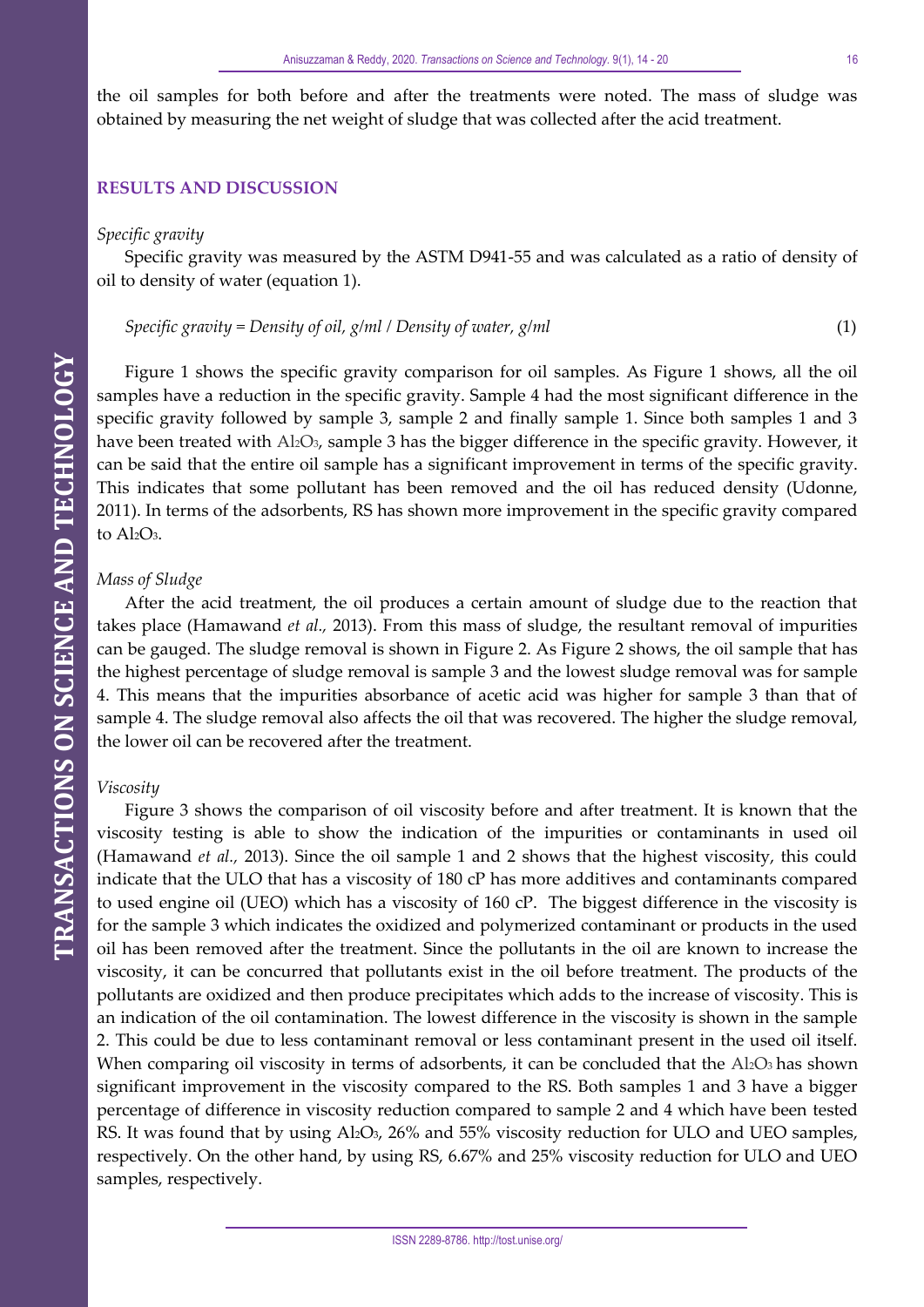the oil samples for both before and after the treatments were noted. The mass of sludge was obtained by measuring the net weight of sludge that was collected after the acid treatment.

## RESULTS AND DISCUSSION

### *Specific gravity*

Specific gravity was measured by the ASTM D941-55 and was calculated as a ratio of density of oil to density of water (equation 1).

$$\textit{Specific gravity} = \textit{Density of oil, g/ml} \,/\, \textit{Density of water, g/ml} \quad (1)$$

Figure 1 shows the specific gravity comparison for oil samples. As Figure 1 shows, all the oil samples have a reduction in the specific gravity. Sample 4 had the most significant difference in the specific gravity followed by sample 3, sample 2 and finally sample 1. Since both samples 1 and 3 have been treated with $Al_2O_3$, sample 3 has the bigger difference in the specific gravity. However, it can be said that the entire oil sample has a significant improvement in terms of the specific gravity. This indicates that some pollutant has been removed and the oil has reduced density (Udonne, 2011). In terms of the adsorbents, RS has shown more improvement in the specific gravity compared to $Al_2O_3$.

### *Mass of Sludge*

After the acid treatment, the oil produces a certain amount of sludge due to the reaction that takes place (Hamawand *et al.,* 2013). From this mass of sludge, the resultant removal of impurities can be gauged. The sludge removal is shown in Figure 2. As Figure 2 shows, the oil sample that has the highest percentage of sludge removal is sample 3 and the lowest sludge removal was for sample 4. This means that the impurities absorbance of acetic acid was higher for sample 3 than that of sample 4. The sludge removal also affects the oil that was recovered. The higher the sludge removal, the lower oil can be recovered after the treatment.

### *Viscosity*

Figure 3 shows the comparison of oil viscosity before and after treatment. It is known that the viscosity testing is able to show the indication of the impurities or contaminants in used oil (Hamawand *et al.,* 2013). Since the oil sample 1 and 2 shows that the highest viscosity, this could indicate that the ULO that has a viscosity of 180 cP has more additives and contaminants compared to used engine oil (UEO) which has a viscosity of 160 cP. The biggest difference in the viscosity is for the sample 3 which indicates the oxidized and polymerized contaminant or products in the used oil has been removed after the treatment. Since the pollutants in the oil are known to increase the viscosity, it can be concurred that pollutants exist in the oil before treatment. The products of the pollutants are oxidized and then produce precipitates which adds to the increase of viscosity. This is an indication of the oil contamination. The lowest difference in the viscosity is shown in the sample 2. This could be due to less contaminant removal or less contaminant present in the used oil itself. When comparing oil viscosity in terms of adsorbents, it can be concluded that the $Al_2O_3$ has shown significant improvement in the viscosity compared to the RS. Both samples 1 and 3 have a bigger percentage of difference in viscosity reduction compared to sample 2 and 4 which have been tested RS. It was found that by using $Al_2O_3$, 26% and 55% viscosity reduction for ULO and UEO samples, respectively. On the other hand, by using RS, 6.67% and 25% viscosity reduction for ULO and UEO samples, respectively.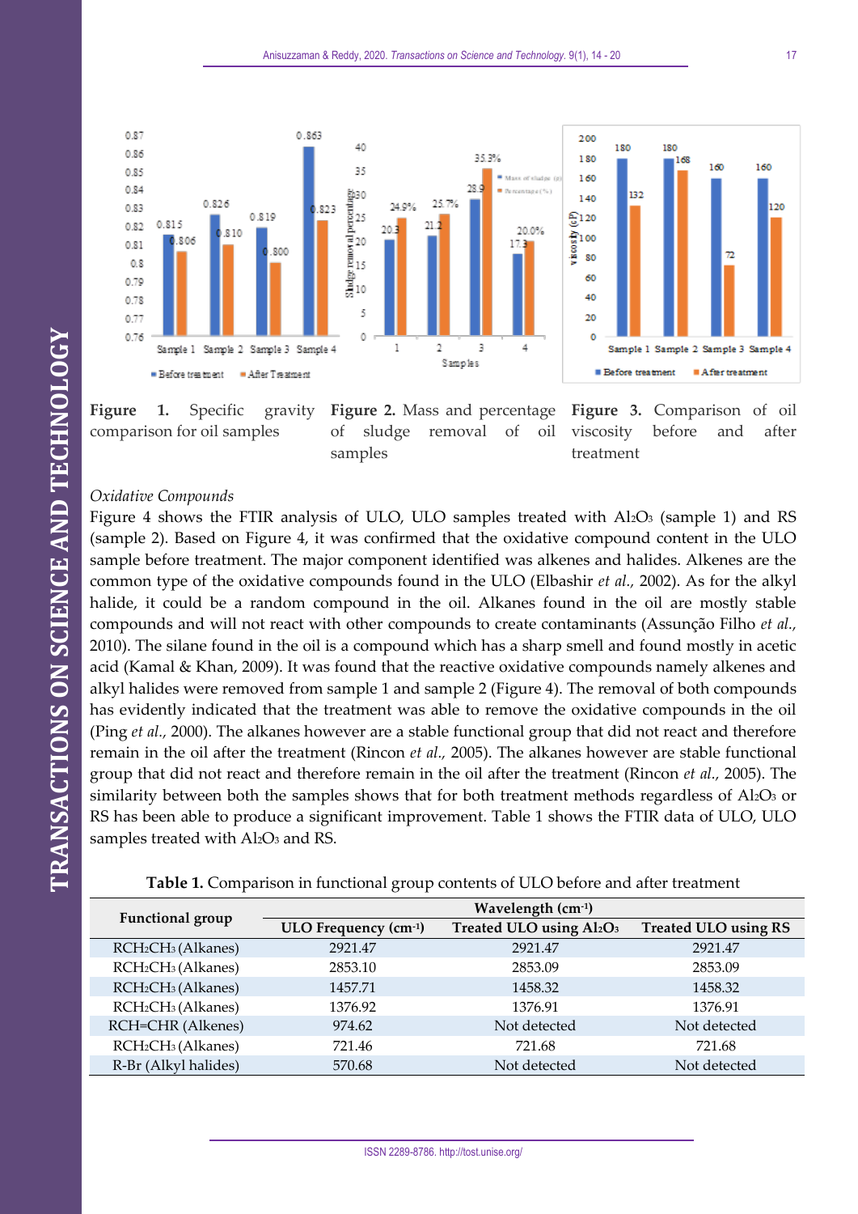**Figure 1.** Specific gravity comparison for oil samples

**Figure 2.** Mass and percentage of sludge removal of oil samples

**Figure 3.** Comparison of oil viscosity before and after treatment

*Oxidative Compounds*

Figure 4 shows the FTIR analysis of ULO, ULO samples treated with $Al_2O_3$ (sample 1) and RS (sample 2). Based on Figure 4, it was confirmed that the oxidative compound content in the ULO sample before treatment. The major component identified was alkenes and halides. Alkenes are the common type of the oxidative compounds found in the ULO (Elbashir *et al.*, 2002). As for the alkyl halide, it could be a random compound in the oil. Alkanes found in the oil are mostly stable compounds and will not react with other compounds to create contaminants (Assunção Filho *et al.*, 2010). The silane found in the oil is a compound which has a sharp smell and found mostly in acetic acid (Kamal & Khan, 2009). It was found that the reactive oxidative compounds namely alkenes and alkyl halides were removed from sample 1 and sample 2 (Figure 4). The removal of both compounds has evidently indicated that the treatment was able to remove the oxidative compounds in the oil (Ping *et al.*, 2000). The alkanes however are a stable functional group that did not react and therefore remain in the oil after the treatment (Rincon *et al.*, 2005). The alkanes however are stable functional group that did not react and therefore remain in the oil after the treatment (Rincon *et al.*, 2005). The similarity between both the samples shows that for both treatment methods regardless of $Al_2O_3$ or RS has been able to produce a significant improvement. Table 1 shows the FTIR data of ULO, ULO samples treated with $Al_2O_3$ and RS.

**Table 1.** Comparison in functional group contents of ULO before and after treatment

| Functional group | Wavelength ($cm^{-1}$) | | |
|---|---|---|---|
| | ULO Frequency ($cm^{-1}$) | Treated ULO using $Al_2O_3$ | Treated ULO using RS |
| $RCH_2CH_3$ (Alkanes) | 2921.47 | 2921.47 | 2921.47 |
| $RCH_2CH_3$ (Alkanes) | 2853.10 | 2853.09 | 2853.09 |
| $RCH_2CH_3$ (Alkanes) | 1457.71 | 1458.32 | 1458.32 |
| $RCH_2CH_3$ (Alkanes) | 1376.92 | 1376.91 | 1376.91 |
| RCH=CHR (Alkenes) | 974.62 | Not detected | Not detected |
| $RCH_2CH_3$ (Alkanes) | 721.46 | 721.68 | 721.68 |
| R-Br (Alkyl halides) | 570.68 | Not detected | Not detected |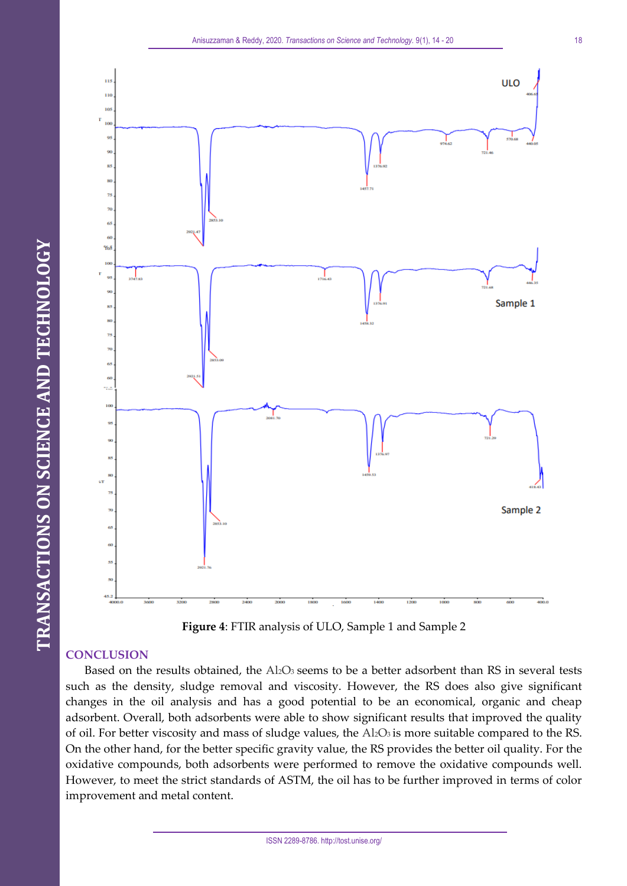**Figure 4**: FTIR analysis of ULO, Sample 1 and Sample 2

## CONCLUSION

Based on the results obtained, the $Al_2O_3$ seems to be a better adsorbent than RS in several tests such as the density, sludge removal and viscosity. However, the RS does also give significant changes in the oil analysis and has a good potential to be an economical, organic and cheap adsorbent. Overall, both adsorbents were able to show significant results that improved the quality of oil. For better viscosity and mass of sludge values, the $Al_2O_3$ is more suitable compared to the RS. On the other hand, for the better specific gravity value, the RS provides the better oil quality. For the oxidative compounds, both adsorbents were performed to remove the oxidative compounds well. However, to meet the strict standards of ASTM, the oil has to be further improved in terms of color improvement and metal content.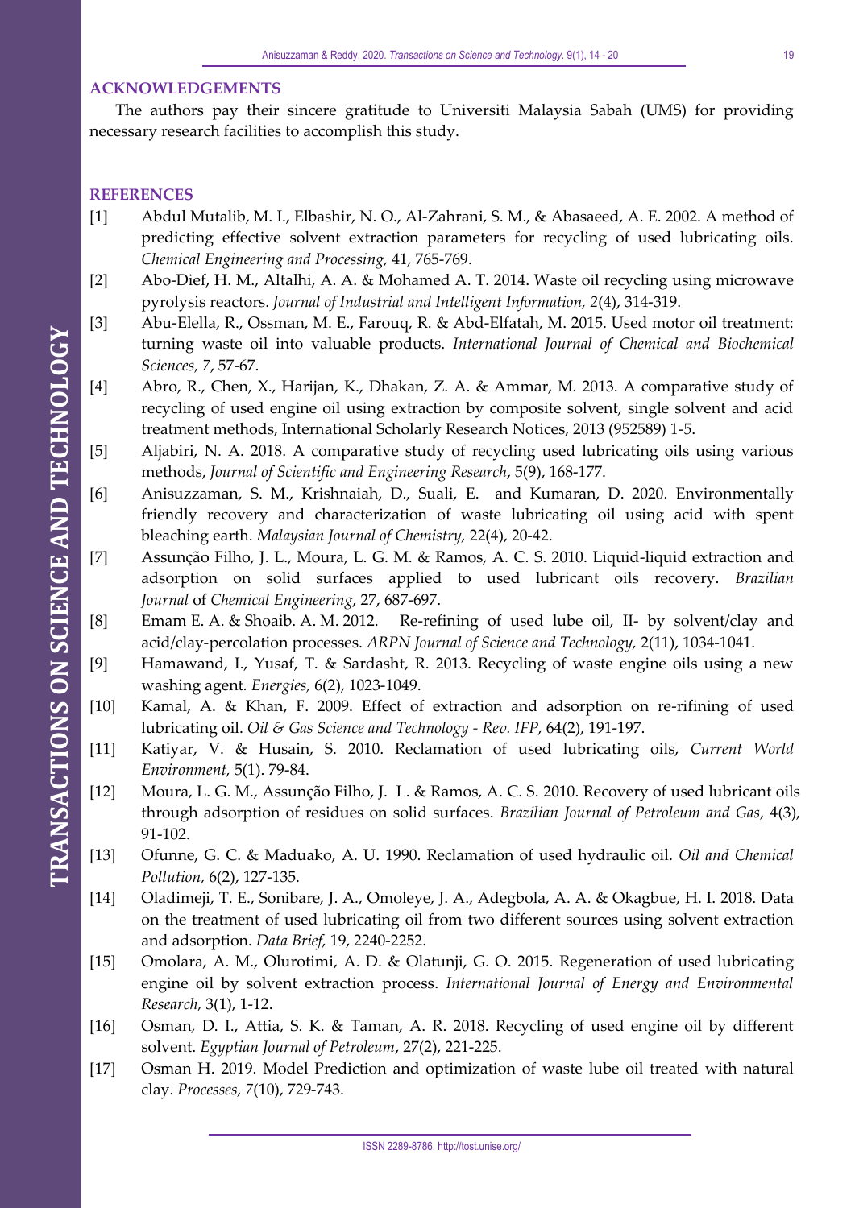## ACKNOWLEDGEMENTS

The authors pay their sincere gratitude to Universiti Malaysia Sabah (UMS) for providing necessary research facilities to accomplish this study.

## REFERENCES

[1] Abdul Mutalib, M. I., Elbashir, N. O., Al-Zahrani, S. M., & Abasaeed, A. E. 2002. A method of predicting effective solvent extraction parameters for recycling of used lubricating oils. *Chemical Engineering and Processing,* 41, 765-769.

[2] Abo-Dief, H. M., Altalhi, A. A. & Mohamed A. T. 2014. Waste oil recycling using microwave pyrolysis reactors. *Journal of Industrial and Intelligent Information, 2*(4), 314-319.

[3] Abu-Elella, R., Ossman, M. E., Farouq, R. & Abd-Elfatah, M. 2015. Used motor oil treatment: turning waste oil into valuable products. *International Journal of Chemical and Biochemical Sciences, 7*, 57-67.

[4] Abro, R., Chen, X., Harijan, K., Dhakan, Z. A. & Ammar, M. 2013. A comparative study of recycling of used engine oil using extraction by composite solvent, single solvent and acid treatment methods, International Scholarly Research Notices, 2013 (952589) 1-5.

[5] Aljabiri, N. A. 2018. A comparative study of recycling used lubricating oils using various methods, *Journal of Scientific and Engineering Research*, 5(9), 168-177.

[6] Anisuzzaman, S. M., Krishnaiah, D., Suali, E. and Kumaran, D. 2020. Environmentally friendly recovery and characterization of waste lubricating oil using acid with spent bleaching earth. *Malaysian Journal of Chemistry,* 22(4), 20-42.

[7] Assunção Filho, J. L., Moura, L. G. M. & Ramos, A. C. S. 2010. Liquid-liquid extraction and adsorption on solid surfaces applied to used lubricant oils recovery. *Brazilian Journal* of *Chemical Engineering*, 27, 687-697.

[8] Emam E. A. & Shoaib. A. M. 2012. Re-refining of used lube oil, II- by solvent/clay and acid/clay-percolation processes. *ARPN Journal of Science and Technology*, 2(11), 1034-1041.

[9] Hamawand, I., Yusaf, T. & Sardasht, R. 2013. Recycling of waste engine oils using a new washing agent. *Energies,* 6(2), 1023-1049.

[10] Kamal, A. & Khan, F. 2009. Effect of extraction and adsorption on re-rifining of used lubricating oil. *Oil & Gas Science and Technology - Rev. IFP,* 64(2), 191-197.

[11] Katiyar, V. & Husain, S. 2010. Reclamation of used lubricating oils, *Current World Environment,* 5(1). 79-84.

[12] Moura, L. G. M., Assunção Filho, J. L. & Ramos, A. C. S. 2010. Recovery of used lubricant oils through adsorption of residues on solid surfaces. *Brazilian Journal of Petroleum and Gas,* 4(3), 91-102.

[13] Ofunne, G. C. & Maduako, A. U. 1990. Reclamation of used hydraulic oil. *Oil and Chemical Pollution,* 6(2), 127-135.

[14] Oladimeji, T. E., Sonibare, J. A., Omoleye, J. A., Adegbola, A. A. & Okagbue, H. I. 2018. Data on the treatment of used lubricating oil from two different sources using solvent extraction and adsorption. *Data Brief,* 19, 2240-2252.

[15] Omolara, A. M., Olurotimi, A. D. & Olatunji, G. O. 2015. Regeneration of used lubricating engine oil by solvent extraction process. *International Journal of Energy and Environmental Research,* 3(1), 1-12.

[16] Osman, D. I., Attia, S. K. & Taman, A. R. 2018. Recycling of used engine oil by different solvent. *Egyptian Journal of Petroleum*, 27(2), 221-225.

[17] Osman H. 2019. Model Prediction and optimization of waste lube oil treated with natural clay. *Processes, 7*(10), 729-743.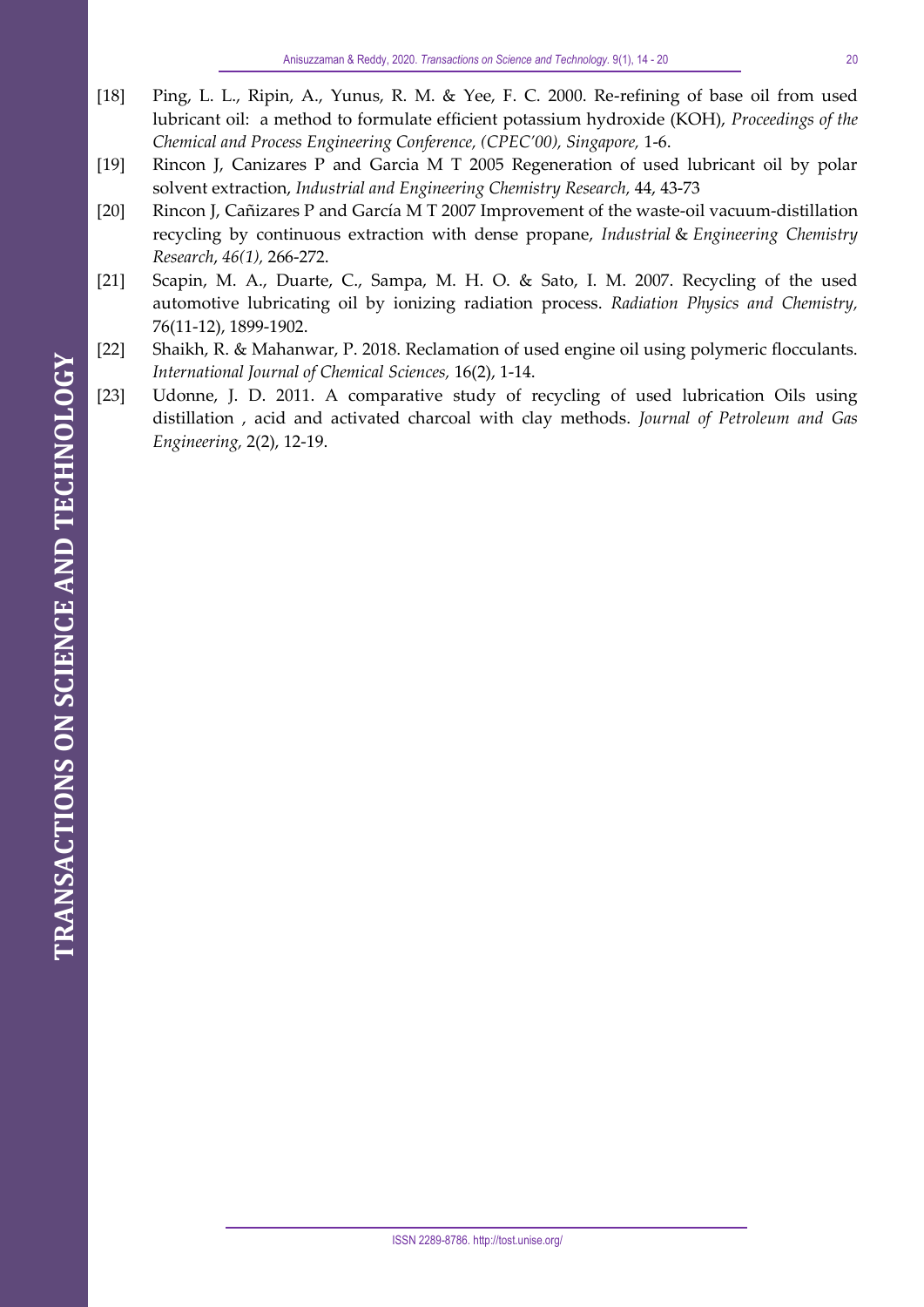[18] Ping, L. L., Ripin, A., Yunus, R. M. & Yee, F. C. 2000. Re-refining of base oil from used lubricant oil: a method to formulate efficient potassium hydroxide (KOH), *Proceedings of the Chemical and Process Engineering Conference, (CPEC'00), Singapore*, 1-6.

[19] Rincon J, Canizares P and Garcia M T 2005 Regeneration of used lubricant oil by polar solvent extraction, *Industrial and Engineering Chemistry Research*, 44, 43-73

[20] Rincon J, Cañizares P and García M T 2007 Improvement of the waste-oil vacuum-distillation recycling by continuous extraction with dense propane, *Industrial & Engineering Chemistry Research*, *46(1)*, 266-272.

[21] Scapin, M. A., Duarte, C., Sampa, M. H. O. & Sato, I. M. 2007. Recycling of the used automotive lubricating oil by ionizing radiation process. *Radiation Physics and Chemistry*, 76(11-12), 1899-1902.

[22] Shaikh, R. & Mahanwar, P. 2018. Reclamation of used engine oil using polymeric flocculants. *International Journal of Chemical Sciences*, 16(2), 1-14.

[23] Udonne, J. D. 2011. A comparative study of recycling of used lubrication Oils using distillation , acid and activated charcoal with clay methods. *Journal of Petroleum and Gas Engineering*, 2(2), 12-19.